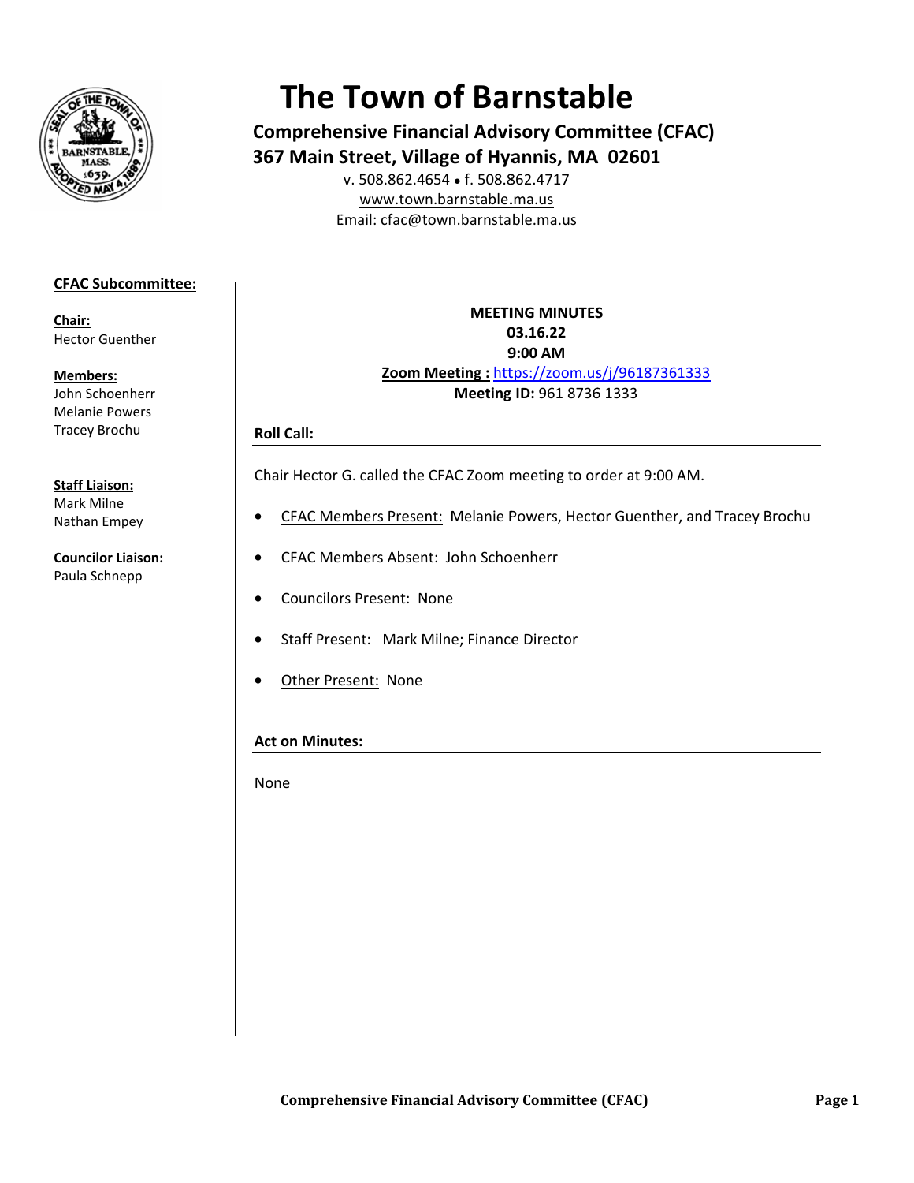# The Town of Barnstable

## Comprehensive Financial Advisory Committee (CFAC)

## 367 Main Street, Village of Hyannis, MA 02601

v. 508.862.4654 • f. 508.862.4717
www.town.barnstable.ma.us
Email: cfac@town.barnstable.ma.us

**CFAC Subcommittee:**

**Chair:**
Hector Guenther

**Members:**
John Schoenherr
Melanie Powers
Tracey Brochu

**Staff Liaison:**
Mark Milne
Nathan Empey

**Councilor Liaison:**
Paula Schnepp

**MEETING MINUTES**
**03.16.22**
**9:00 AM**
**Zoom Meeting :** https://zoom.us/j/96187361333
**Meeting ID:** 961 8736 1333

### Roll Call:

Chair Hector G. called the CFAC Zoom meeting to order at 9:00 AM.

- CFAC Members Present: Melanie Powers, Hector Guenther, and Tracey Brochu
- CFAC Members Absent: John Schoenherr
- Councilors Present: None
- Staff Present: Mark Milne; Finance Director
- Other Present: None

### Act on Minutes:

None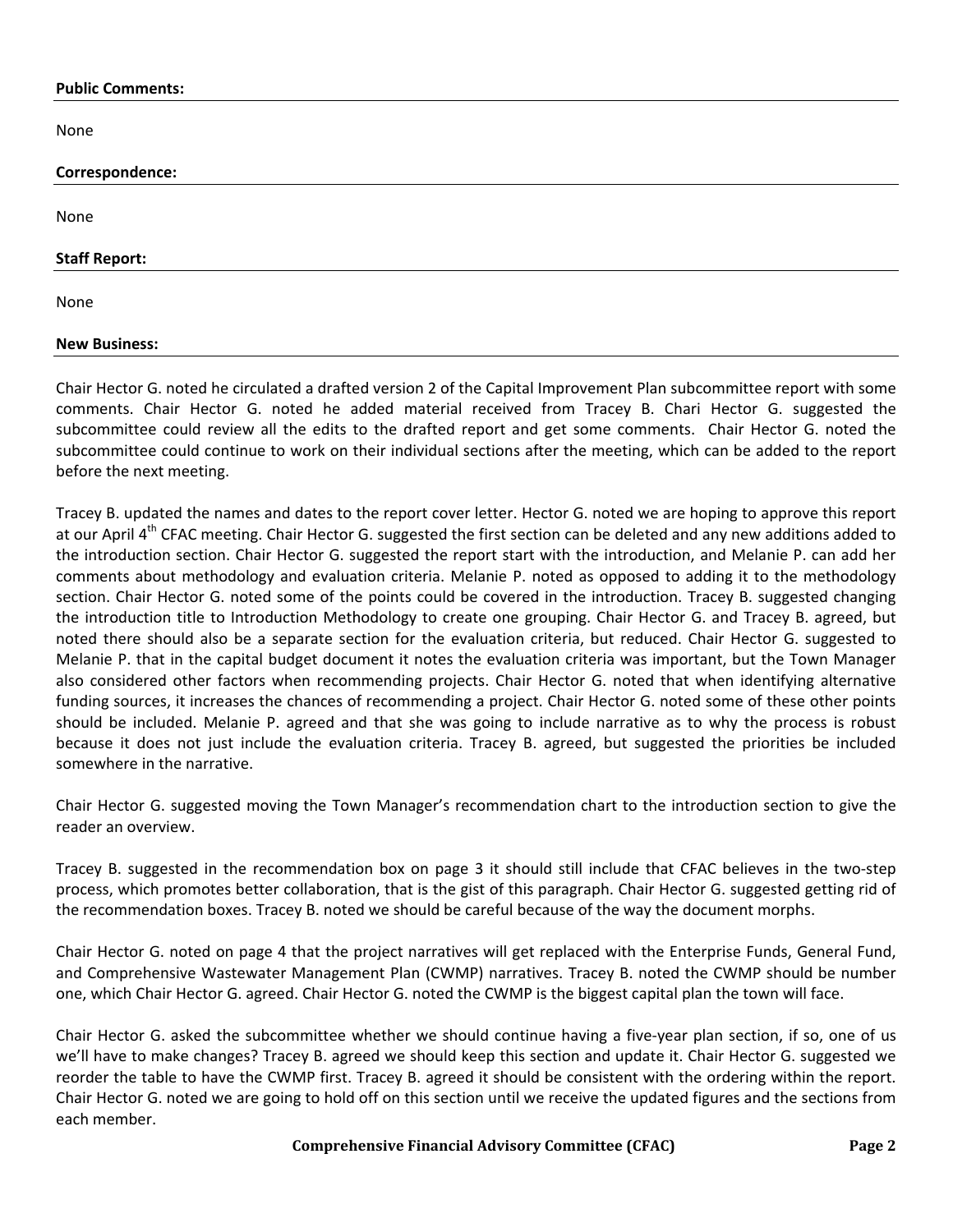**Public Comments:**

None

**Correspondence:**

None

**Staff Report:**

None

**New Business:**

Chair Hector G. noted he circulated a drafted version 2 of the Capital Improvement Plan subcommittee report with some comments. Chair Hector G. noted he added material received from Tracey B. Chari Hector G. suggested the subcommittee could review all the edits to the drafted report and get some comments. Chair Hector G. noted the subcommittee could continue to work on their individual sections after the meeting, which can be added to the report before the next meeting.

Tracey B. updated the names and dates to the report cover letter. Hector G. noted we are hoping to approve this report at our April 4th CFAC meeting. Chair Hector G. suggested the first section can be deleted and any new additions added to the introduction section. Chair Hector G. suggested the report start with the introduction, and Melanie P. can add her comments about methodology and evaluation criteria. Melanie P. noted as opposed to adding it to the methodology section. Chair Hector G. noted some of the points could be covered in the introduction. Tracey B. suggested changing the introduction title to Introduction Methodology to create one grouping. Chair Hector G. and Tracey B. agreed, but noted there should also be a separate section for the evaluation criteria, but reduced. Chair Hector G. suggested to Melanie P. that in the capital budget document it notes the evaluation criteria was important, but the Town Manager also considered other factors when recommending projects. Chair Hector G. noted that when identifying alternative funding sources, it increases the chances of recommending a project. Chair Hector G. noted some of these other points should be included. Melanie P. agreed and that she was going to include narrative as to why the process is robust because it does not just include the evaluation criteria. Tracey B. agreed, but suggested the priorities be included somewhere in the narrative.

Chair Hector G. suggested moving the Town Manager's recommendation chart to the introduction section to give the reader an overview.

Tracey B. suggested in the recommendation box on page 3 it should still include that CFAC believes in the two-step process, which promotes better collaboration, that is the gist of this paragraph. Chair Hector G. suggested getting rid of the recommendation boxes. Tracey B. noted we should be careful because of the way the document morphs.

Chair Hector G. noted on page 4 that the project narratives will get replaced with the Enterprise Funds, General Fund, and Comprehensive Wastewater Management Plan (CWMP) narratives. Tracey B. noted the CWMP should be number one, which Chair Hector G. agreed. Chair Hector G. noted the CWMP is the biggest capital plan the town will face.

Chair Hector G. asked the subcommittee whether we should continue having a five-year plan section, if so, one of us we'll have to make changes? Tracey B. agreed we should keep this section and update it. Chair Hector G. suggested we reorder the table to have the CWMP first. Tracey B. agreed it should be consistent with the ordering within the report. Chair Hector G. noted we are going to hold off on this section until we receive the updated figures and the sections from each member.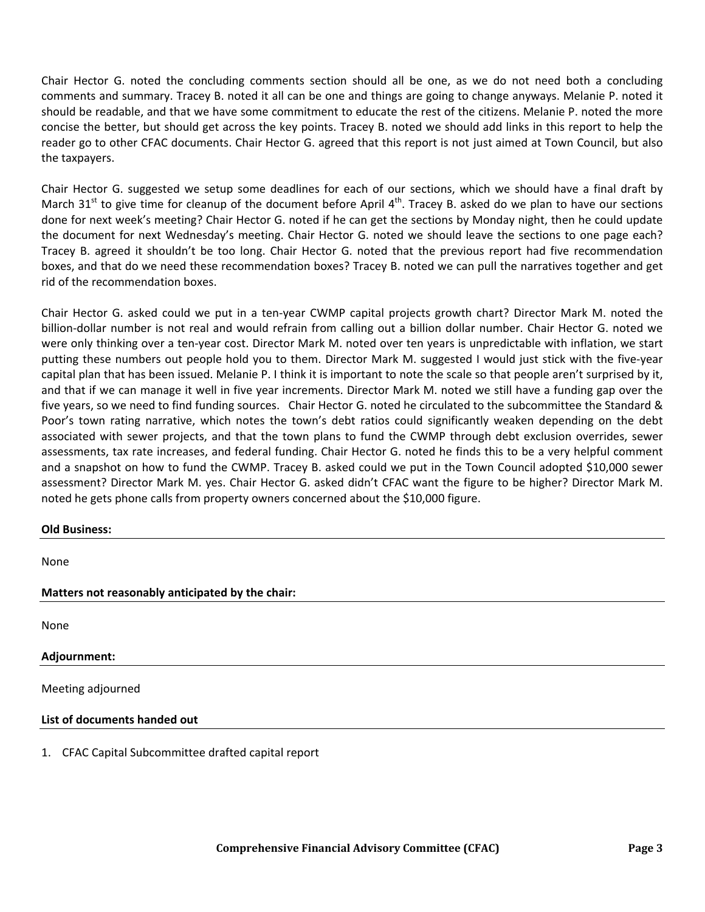Chair Hector G. noted the concluding comments section should all be one, as we do not need both a concluding comments and summary. Tracey B. noted it all can be one and things are going to change anyways. Melanie P. noted it should be readable, and that we have some commitment to educate the rest of the citizens. Melanie P. noted the more concise the better, but should get across the key points. Tracey B. noted we should add links in this report to help the reader go to other CFAC documents. Chair Hector G. agreed that this report is not just aimed at Town Council, but also the taxpayers.

Chair Hector G. suggested we setup some deadlines for each of our sections, which we should have a final draft by March 31st to give time for cleanup of the document before April 4th. Tracey B. asked do we plan to have our sections done for next week's meeting? Chair Hector G. noted if he can get the sections by Monday night, then he could update the document for next Wednesday's meeting. Chair Hector G. noted we should leave the sections to one page each? Tracey B. agreed it shouldn't be too long. Chair Hector G. noted that the previous report had five recommendation boxes, and that do we need these recommendation boxes? Tracey B. noted we can pull the narratives together and get rid of the recommendation boxes.

Chair Hector G. asked could we put in a ten-year CWMP capital projects growth chart? Director Mark M. noted the billion-dollar number is not real and would refrain from calling out a billion dollar number. Chair Hector G. noted we were only thinking over a ten-year cost. Director Mark M. noted over ten years is unpredictable with inflation, we start putting these numbers out people hold you to them. Director Mark M. suggested I would just stick with the five-year capital plan that has been issued. Melanie P. I think it is important to note the scale so that people aren't surprised by it, and that if we can manage it well in five year increments. Director Mark M. noted we still have a funding gap over the five years, so we need to find funding sources. Chair Hector G. noted he circulated to the subcommittee the Standard & Poor's town rating narrative, which notes the town's debt ratios could significantly weaken depending on the debt associated with sewer projects, and that the town plans to fund the CWMP through debt exclusion overrides, sewer assessments, tax rate increases, and federal funding. Chair Hector G. noted he finds this to be a very helpful comment and a snapshot on how to fund the CWMP. Tracey B. asked could we put in the Town Council adopted $10,000 sewer assessment? Director Mark M. yes. Chair Hector G. asked didn't CFAC want the figure to be higher? Director Mark M. noted he gets phone calls from property owners concerned about the $10,000 figure.

**Old Business:**

None

**Matters not reasonably anticipated by the chair:**

None

**Adjournment:**

Meeting adjourned

**List of documents handed out**

1. CFAC Capital Subcommittee drafted capital report